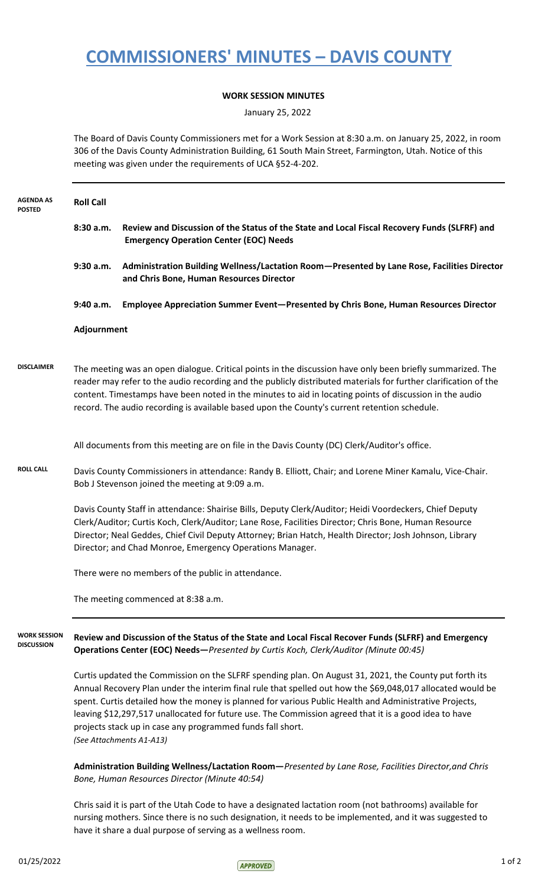# COMMISSIONERS' MINUTES – DAVIS COUNTY

**WORK SESSION MINUTES**

January 25, 2022

The Board of Davis County Commissioners met for a Work Session at 8:30 a.m. on January 25, 2022, in room 306 of the Davis County Administration Building, 61 South Main Street, Farmington, Utah. Notice of this meeting was given under the requirements of UCA §52-4-202.

---

**AGENDA AS POSTED**

**Roll Call**

**8:30 a.m. Review and Discussion of the Status of the State and Local Fiscal Recovery Funds (SLFRF) and Emergency Operation Center (EOC) Needs**

**9:30 a.m. Administration Building Wellness/Lactation Room—Presented by Lane Rose, Facilities Director and Chris Bone, Human Resources Director**

**9:40 a.m. Employee Appreciation Summer Event—Presented by Chris Bone, Human Resources Director**

**Adjournment**

**DISCLAIMER**

The meeting was an open dialogue. Critical points in the discussion have only been briefly summarized. The reader may refer to the audio recording and the publicly distributed materials for further clarification of the content. Timestamps have been noted in the minutes to aid in locating points of discussion in the audio record. The audio recording is available based upon the County's current retention schedule.

All documents from this meeting are on file in the Davis County (DC) Clerk/Auditor's office.

**ROLL CALL**

Davis County Commissioners in attendance: Randy B. Elliott, Chair; and Lorene Miner Kamalu, Vice-Chair. Bob J Stevenson joined the meeting at 9:09 a.m.

Davis County Staff in attendance: Shairise Bills, Deputy Clerk/Auditor; Heidi Voordeckers, Chief Deputy Clerk/Auditor; Curtis Koch, Clerk/Auditor; Lane Rose, Facilities Director; Chris Bone, Human Resource Director; Neal Geddes, Chief Civil Deputy Attorney; Brian Hatch, Health Director; Josh Johnson, Library Director; and Chad Monroe, Emergency Operations Manager.

There were no members of the public in attendance.

The meeting commenced at 8:38 a.m.

---

**WORK SESSION DISCUSSION**

**Review and Discussion of the Status of the State and Local Fiscal Recover Funds (SLFRF) and Emergency Operations Center (EOC) Needs—***Presented by Curtis Koch, Clerk/Auditor (Minute 00:45)*

Curtis updated the Commission on the SLFRF spending plan. On August 31, 2021, the County put forth its Annual Recovery Plan under the interim final rule that spelled out how the $69,048,017 allocated would be spent. Curtis detailed how the money is planned for various Public Health and Administrative Projects, leaving $12,297,517 unallocated for future use. The Commission agreed that it is a good idea to have projects stack up in case any programmed funds fall short.
*(See Attachments A1-A13)*

**Administration Building Wellness/Lactation Room—***Presented by Lane Rose, Facilities Director,and Chris Bone, Human Resources Director (Minute 40:54)*

Chris said it is part of the Utah Code to have a designated lactation room (not bathrooms) available for nursing mothers. Since there is no such designation, it needs to be implemented, and it was suggested to have it share a dual purpose of serving as a wellness room.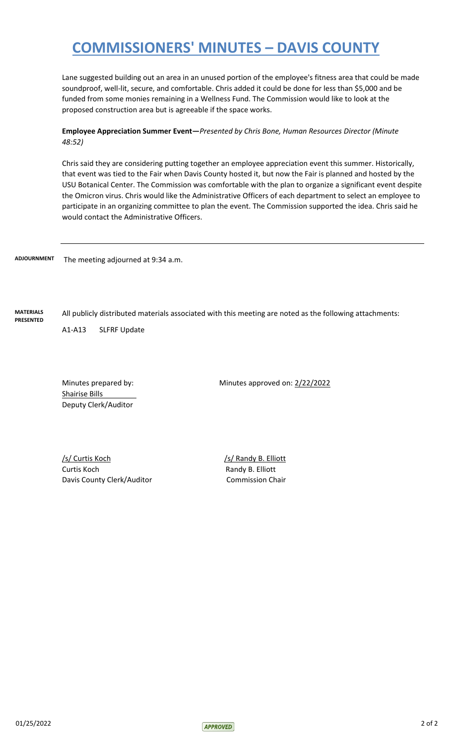Lane suggested building out an area in an unused portion of the employee's fitness area that could be made soundproof, well-lit, secure, and comfortable. Chris added it could be done for less than $5,000 and be funded from some monies remaining in a Wellness Fund. The Commission would like to look at the proposed construction area but is agreeable if the space works.

**Employee Appreciation Summer Event—***Presented by Chris Bone, Human Resources Director (Minute 48:52)*

Chris said they are considering putting together an employee appreciation event this summer. Historically, that event was tied to the Fair when Davis County hosted it, but now the Fair is planned and hosted by the USU Botanical Center. The Commission was comfortable with the plan to organize a significant event despite the Omicron virus. Chris would like the Administrative Officers of each department to select an employee to participate in an organizing committee to plan the event. The Commission supported the idea. Chris said he would contact the Administrative Officers.

---

**ADJOURNMENT** The meeting adjourned at 9:34 a.m.

**MATERIALS PRESENTED** All publicly distributed materials associated with this meeting are noted as the following attachments:

A1-A13 SLFRF Update

Minutes prepared by: Shairise Bills, Deputy Clerk/Auditor

Minutes approved on: 2/22/2022

/s/ Curtis Koch
Curtis Koch
Davis County Clerk/Auditor

/s/ Randy B. Elliott
Randy B. Elliott
Commission Chair